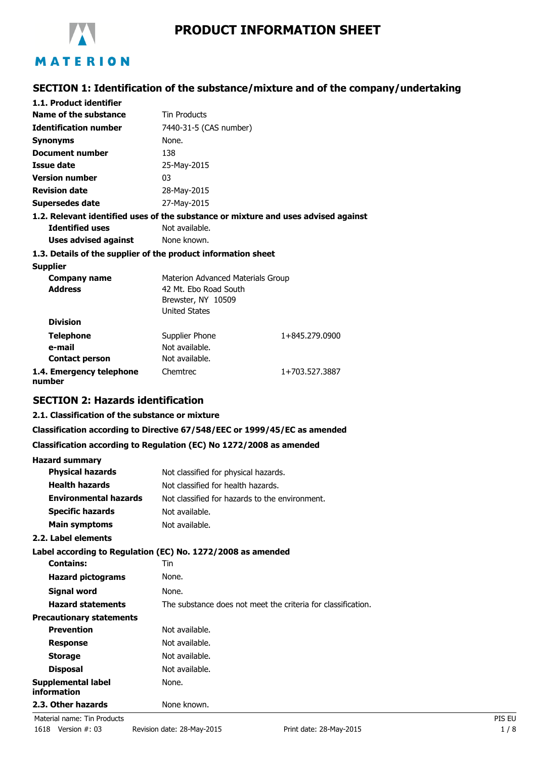# PRODUCT INFORMATION SHEET

MATERION

## SECTION 1: Identification of the substance/mixture and of the company/undertaking

### 1.1. Product identifier

| | |
|---|---|
| **Name of the substance** | Tin Products |
| **Identification number** | 7440-31-5 (CAS number) |
| **Synonyms** | None. |
| **Document number** | 138 |
| **Issue date** | 25-May-2015 |
| **Version number** | 03 |
| **Revision date** | 28-May-2015 |
| **Supersedes date** | 27-May-2015 |

### 1.2. Relevant identified uses of the substance or mixture and uses advised against

| | |
|---|---|
| **Identified uses** | Not available. |
| **Uses advised against** | None known. |

### 1.3. Details of the supplier of the product information sheet

**Supplier**

| | | |
|---|---|---|
| **Company name** | Materion Advanced Materials Group | |
| **Address** | 42 Mt. Ebo Road South<br>Brewster, NY 10509<br>United States | |
| **Division** | | |
| **Telephone** | Supplier Phone | 1+845.279.0900 |
| **e-mail** | Not available. | |
| **Contact person** | Not available. | |
| **1.4. Emergency telephone number** | Chemtrec | 1+703.527.3887 |

## SECTION 2: Hazards identification

### 2.1. Classification of the substance or mixture

**Classification according to Directive 67/548/EEC or 1999/45/EC as amended**

**Classification according to Regulation (EC) No 1272/2008 as amended**

**Hazard summary**

| | |
|---|---|
| **Physical hazards** | Not classified for physical hazards. |
| **Health hazards** | Not classified for health hazards. |
| **Environmental hazards** | Not classified for hazards to the environment. |
| **Specific hazards** | Not available. |
| **Main symptoms** | Not available. |

### 2.2. Label elements

**Label according to Regulation (EC) No. 1272/2008 as amended**

| | |
|---|---|
| **Contains:** | Tin |
| **Hazard pictograms** | None. |
| **Signal word** | None. |
| **Hazard statements** | The substance does not meet the criteria for classification. |

**Precautionary statements**

| | |
|---|---|
| **Prevention** | Not available. |
| **Response** | Not available. |
| **Storage** | Not available. |
| **Disposal** | Not available. |
| **Supplemental label information** | None. |
| **2.3. Other hazards** | None known. |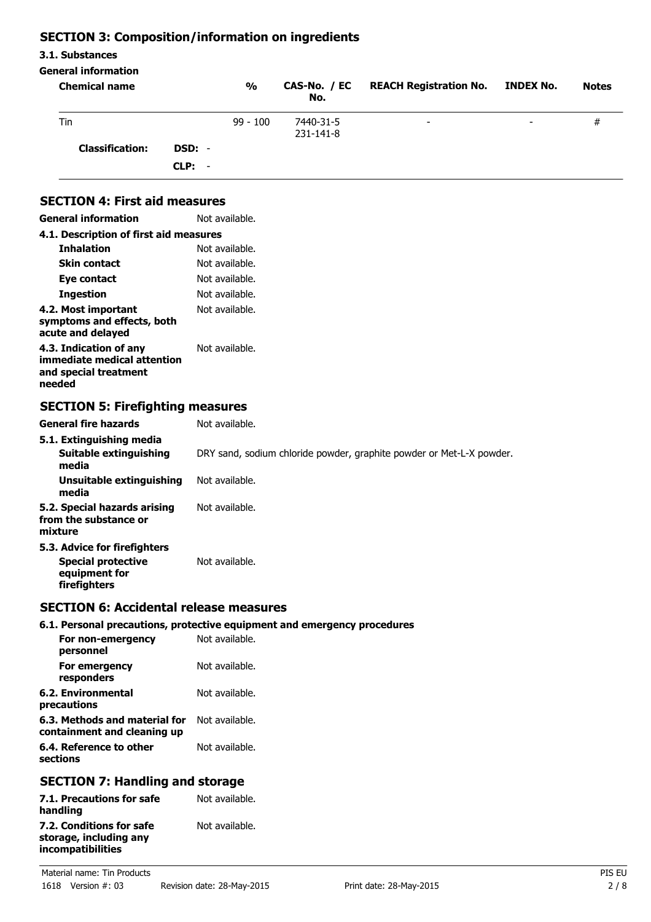## SECTION 3: Composition/information on ingredients

### 3.1. Substances

**General information**

| Chemical name | % | CAS-No. / EC No. | REACH Registration No. | INDEX No. | Notes |
|---|---|---|---|---|---|
| Tin | 99 - 100 | 7440-31-5<br>231-141-8 | - | - | # |
| **Classification:** | **DSD:** - | | | | |
| | **CLP:** - | | | | |

## SECTION 4: First aid measures

**General information** Not available.

**4.1. Description of first aid measures**

- **Inhalation** Not available.
- **Skin contact** Not available.
- **Eye contact** Not available.
- **Ingestion** Not available.

**4.2. Most important symptoms and effects, both acute and delayed** Not available.

**4.3. Indication of any immediate medical attention and special treatment needed** Not available.

## SECTION 5: Firefighting measures

**General fire hazards** Not available.

**5.1. Extinguishing media**

- **Suitable extinguishing media** DRY sand, sodium chloride powder, graphite powder or Met-L-X powder.
- **Unsuitable extinguishing media** Not available.

**5.2. Special hazards arising from the substance or mixture** Not available.

**5.3. Advice for firefighters**

- **Special protective equipment for firefighters** Not available.

## SECTION 6: Accidental release measures

**6.1. Personal precautions, protective equipment and emergency procedures**

- **For non-emergency personnel** Not available.
- **For emergency responders** Not available.

**6.2. Environmental precautions** Not available.

**6.3. Methods and material for containment and cleaning up** Not available.

**6.4. Reference to other sections** Not available.

## SECTION 7: Handling and storage

**7.1. Precautions for safe handling** Not available.

**7.2. Conditions for safe storage, including any incompatibilities** Not available.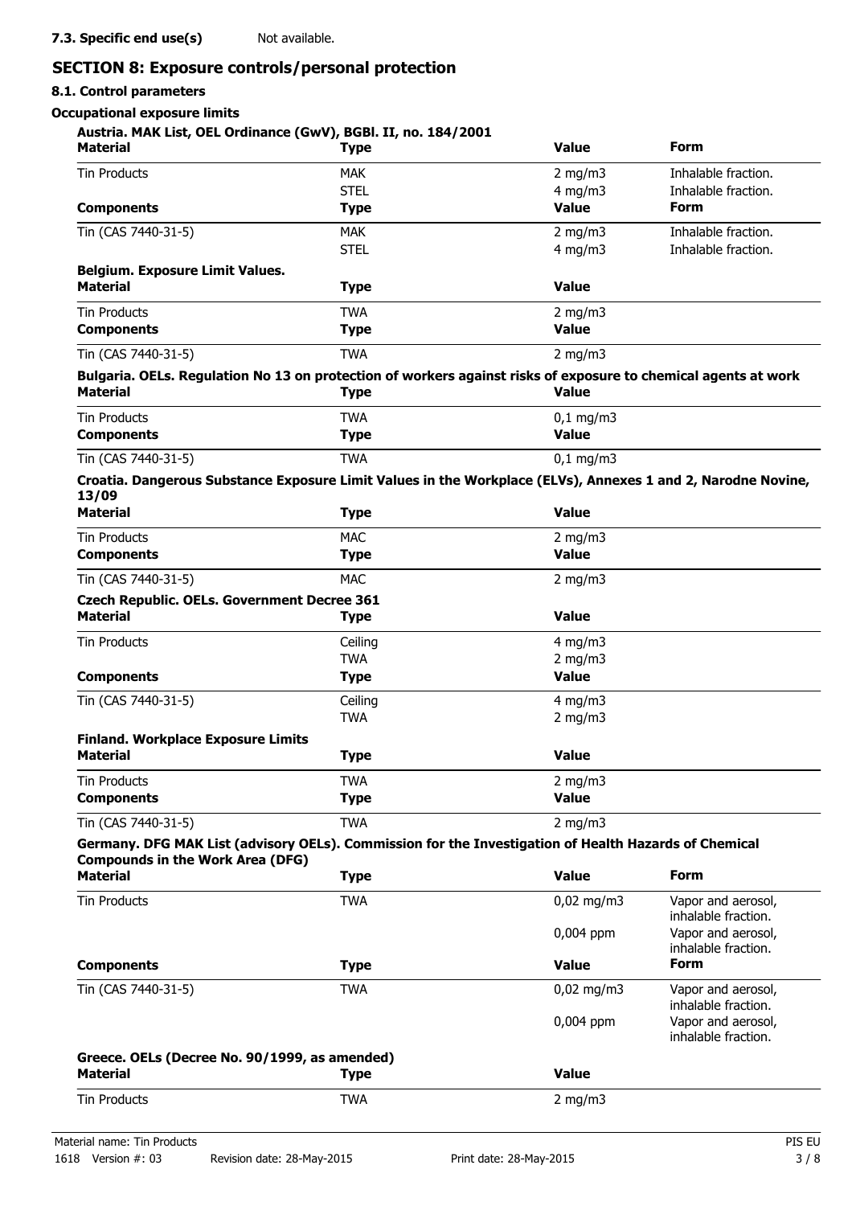**7.3. Specific end use(s)** Not available.

## SECTION 8: Exposure controls/personal protection

### 8.1. Control parameters

**Occupational exposure limits**

**Austria. MAK List, OEL Ordinance (GwV), BGBl. II, no. 184/2001**

| Material | Type | Value | Form |
|---|---|---|---|
| Tin Products | MAK | 2 mg/m3 | Inhalable fraction. |
| | STEL | 4 mg/m3 | Inhalable fraction. |
| **Components** | **Type** | **Value** | **Form** |
| Tin (CAS 7440-31-5) | MAK | 2 mg/m3 | Inhalable fraction. |
| | STEL | 4 mg/m3 | Inhalable fraction. |

**Belgium. Exposure Limit Values.**

| Material | Type | Value |
|---|---|---|
| Tin Products | TWA | 2 mg/m3 |
| **Components** | **Type** | **Value** |
| Tin (CAS 7440-31-5) | TWA | 2 mg/m3 |

**Bulgaria. OELs. Regulation No 13 on protection of workers against risks of exposure to chemical agents at work**

| Material | Type | Value |
|---|---|---|
| Tin Products | TWA | 0,1 mg/m3 |
| **Components** | **Type** | **Value** |
| Tin (CAS 7440-31-5) | TWA | 0,1 mg/m3 |

**Croatia. Dangerous Substance Exposure Limit Values in the Workplace (ELVs), Annexes 1 and 2, Narodne Novine, 13/09**

| Material | Type | Value |
|---|---|---|
| Tin Products | MAC | 2 mg/m3 |
| **Components** | **Type** | **Value** |
| Tin (CAS 7440-31-5) | MAC | 2 mg/m3 |

**Czech Republic. OELs. Government Decree 361**

| Material | Type | Value |
|---|---|---|
| Tin Products | Ceiling | 4 mg/m3 |
| | TWA | 2 mg/m3 |
| **Components** | **Type** | **Value** |
| Tin (CAS 7440-31-5) | Ceiling | 4 mg/m3 |
| | TWA | 2 mg/m3 |

**Finland. Workplace Exposure Limits**

| Material | Type | Value |
|---|---|---|
| Tin Products | TWA | 2 mg/m3 |
| **Components** | **Type** | **Value** |
| Tin (CAS 7440-31-5) | TWA | 2 mg/m3 |

**Germany. DFG MAK List (advisory OELs). Commission for the Investigation of Health Hazards of Chemical Compounds in the Work Area (DFG)**

| Material | Type | Value | Form |
|---|---|---|---|
| Tin Products | TWA | 0,02 mg/m3 | Vapor and aerosol, inhalable fraction. |
| | | 0,004 ppm | Vapor and aerosol, inhalable fraction. |
| **Components** | **Type** | **Value** | **Form** |
| Tin (CAS 7440-31-5) | TWA | 0,02 mg/m3 | Vapor and aerosol, inhalable fraction. |
| | | 0,004 ppm | Vapor and aerosol, inhalable fraction. |

**Greece. OELs (Decree No. 90/1999, as amended)**

| Material | Type | Value |
|---|---|---|
| Tin Products | TWA | 2 mg/m3 |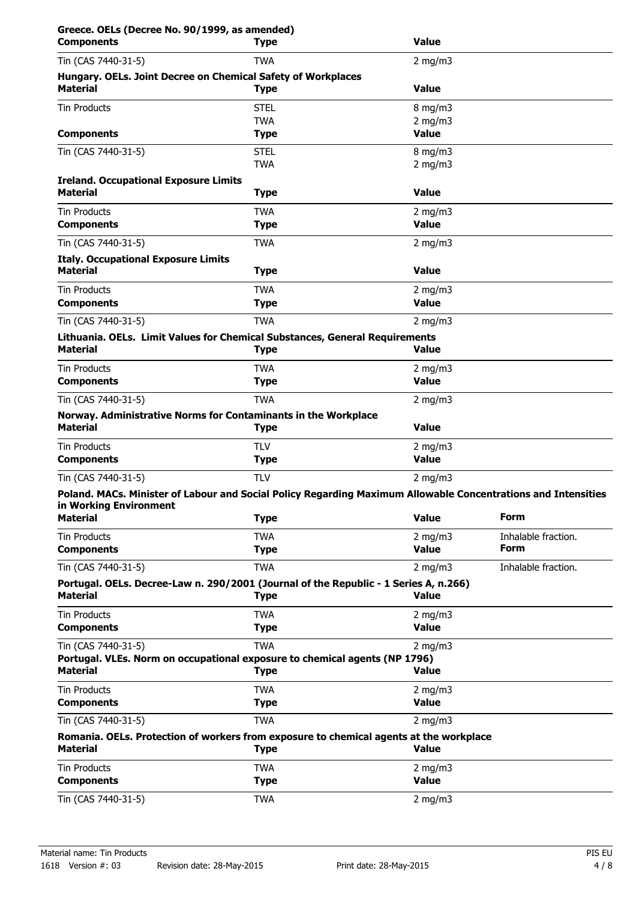**Greece. OELs (Decree No. 90/1999, as amended)**

| Components | Type | Value |
| --- | --- | --- |
| Tin (CAS 7440-31-5) | TWA | 2 mg/m3 |

**Hungary. OELs. Joint Decree on Chemical Safety of Workplaces**

| Material | Type | Value |
| --- | --- | --- |
| Tin Products | STEL | 8 mg/m3 |
| | TWA | 2 mg/m3 |

| Components | Type | Value |
| --- | --- | --- |
| Tin (CAS 7440-31-5) | STEL | 8 mg/m3 |
| | TWA | 2 mg/m3 |

**Ireland. Occupational Exposure Limits**

| Material | Type | Value |
| --- | --- | --- |
| Tin Products | TWA | 2 mg/m3 |

| Components | Type | Value |
| --- | --- | --- |
| Tin (CAS 7440-31-5) | TWA | 2 mg/m3 |

**Italy. Occupational Exposure Limits**

| Material | Type | Value |
| --- | --- | --- |
| Tin Products | TWA | 2 mg/m3 |

| Components | Type | Value |
| --- | --- | --- |
| Tin (CAS 7440-31-5) | TWA | 2 mg/m3 |

**Lithuania. OELs. Limit Values for Chemical Substances, General Requirements**

| Material | Type | Value |
| --- | --- | --- |
| Tin Products | TWA | 2 mg/m3 |

| Components | Type | Value |
| --- | --- | --- |
| Tin (CAS 7440-31-5) | TWA | 2 mg/m3 |

**Norway. Administrative Norms for Contaminants in the Workplace**

| Material | Type | Value |
| --- | --- | --- |
| Tin Products | TLV | 2 mg/m3 |

| Components | Type | Value |
| --- | --- | --- |
| Tin (CAS 7440-31-5) | TLV | 2 mg/m3 |

**Poland. MACs. Minister of Labour and Social Policy Regarding Maximum Allowable Concentrations and Intensities in Working Environment**

| Material | Type | Value | Form |
| --- | --- | --- | --- |
| Tin Products | TWA | 2 mg/m3 | Inhalable fraction. |

| Components | Type | Value | Form |
| --- | --- | --- | --- |
| Tin (CAS 7440-31-5) | TWA | 2 mg/m3 | Inhalable fraction. |

**Portugal. OELs. Decree-Law n. 290/2001 (Journal of the Republic - 1 Series A, n.266)**

| Material | Type | Value |
| --- | --- | --- |
| Tin Products | TWA | 2 mg/m3 |

| Components | Type | Value |
| --- | --- | --- |
| Tin (CAS 7440-31-5) | TWA | 2 mg/m3 |

**Portugal. VLEs. Norm on occupational exposure to chemical agents (NP 1796)**

| Material | Type | Value |
| --- | --- | --- |
| Tin Products | TWA | 2 mg/m3 |

| Components | Type | Value |
| --- | --- | --- |
| Tin (CAS 7440-31-5) | TWA | 2 mg/m3 |

**Romania. OELs. Protection of workers from exposure to chemical agents at the workplace**

| Material | Type | Value |
| --- | --- | --- |
| Tin Products | TWA | 2 mg/m3 |

| Components | Type | Value |
| --- | --- | --- |
| Tin (CAS 7440-31-5) | TWA | 2 mg/m3 |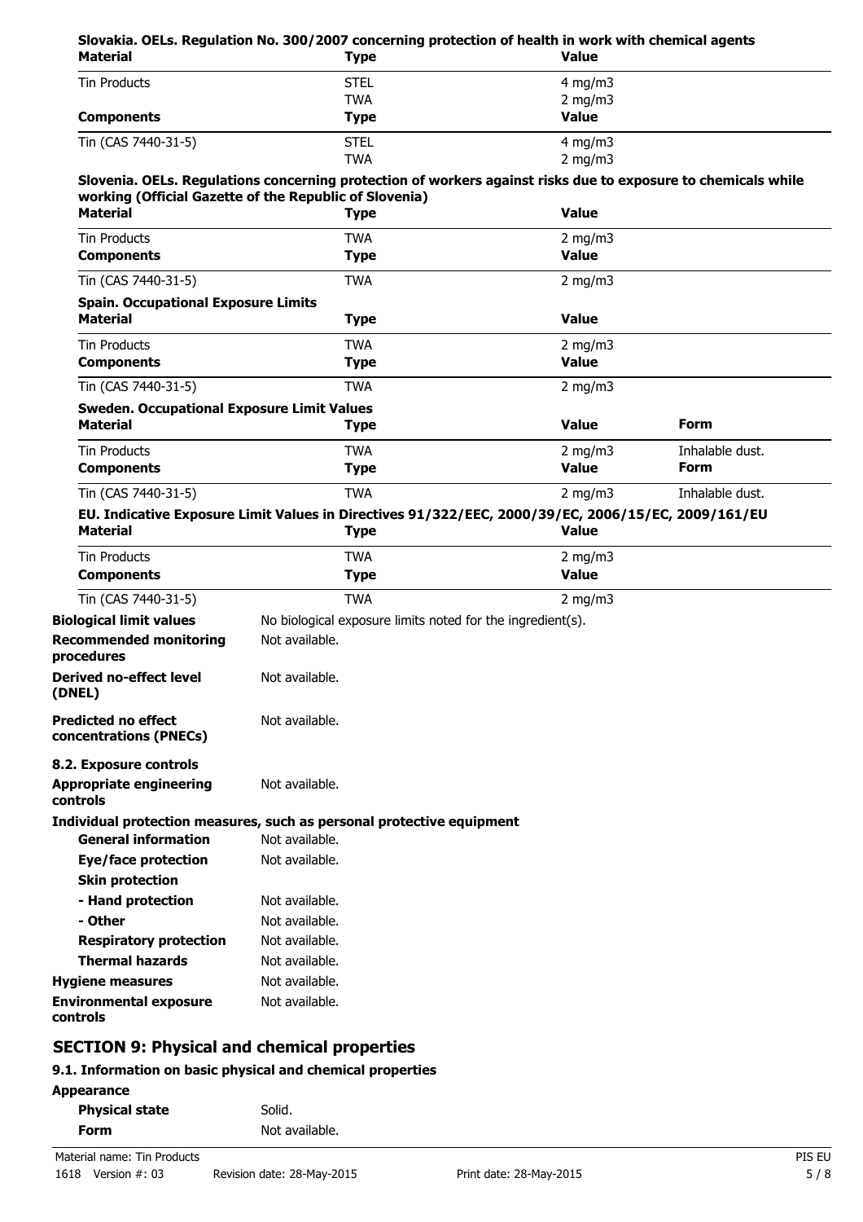**Slovakia. OELs. Regulation No. 300/2007 concerning protection of health in work with chemical agents**

| Material | Type | Value |
|---|---|---|
| Tin Products | STEL | 4 mg/m3 |
| | TWA | 2 mg/m3 |
| **Components** | **Type** | **Value** |
| Tin (CAS 7440-31-5) | STEL | 4 mg/m3 |
| | TWA | 2 mg/m3 |

**Slovenia. OELs. Regulations concerning protection of workers against risks due to exposure to chemicals while working (Official Gazette of the Republic of Slovenia)**

| Material | Type | Value |
|---|---|---|
| Tin Products | TWA | 2 mg/m3 |
| **Components** | **Type** | **Value** |
| Tin (CAS 7440-31-5) | TWA | 2 mg/m3 |

**Spain. Occupational Exposure Limits**

| Material | Type | Value |
|---|---|---|
| Tin Products | TWA | 2 mg/m3 |
| **Components** | **Type** | **Value** |
| Tin (CAS 7440-31-5) | TWA | 2 mg/m3 |

**Sweden. Occupational Exposure Limit Values**

| Material | Type | Value | Form |
|---|---|---|---|
| Tin Products | TWA | 2 mg/m3 | Inhalable dust. |
| **Components** | **Type** | **Value** | **Form** |
| Tin (CAS 7440-31-5) | TWA | 2 mg/m3 | Inhalable dust. |

**EU. Indicative Exposure Limit Values in Directives 91/322/EEC, 2000/39/EC, 2006/15/EC, 2009/161/EU**

| Material | Type | Value |
|---|---|---|
| Tin Products | TWA | 2 mg/m3 |
| **Components** | **Type** | **Value** |
| Tin (CAS 7440-31-5) | TWA | 2 mg/m3 |

**Biological limit values** No biological exposure limits noted for the ingredient(s).

**Recommended monitoring procedures** Not available.

**Derived no-effect level (DNEL)** Not available.

**Predicted no effect concentrations (PNECs)** Not available.

**8.2. Exposure controls**

**Appropriate engineering controls** Not available.

**Individual protection measures, such as personal protective equipment**

**General information** Not available.

**Eye/face protection** Not available.

**Skin protection**

**- Hand protection** Not available.

**- Other** Not available.

**Respiratory protection** Not available.

**Thermal hazards** Not available.

**Hygiene measures** Not available.

**Environmental exposure controls** Not available.

## SECTION 9: Physical and chemical properties

### 9.1. Information on basic physical and chemical properties

**Appearance**

**Physical state** Solid.

**Form** Not available.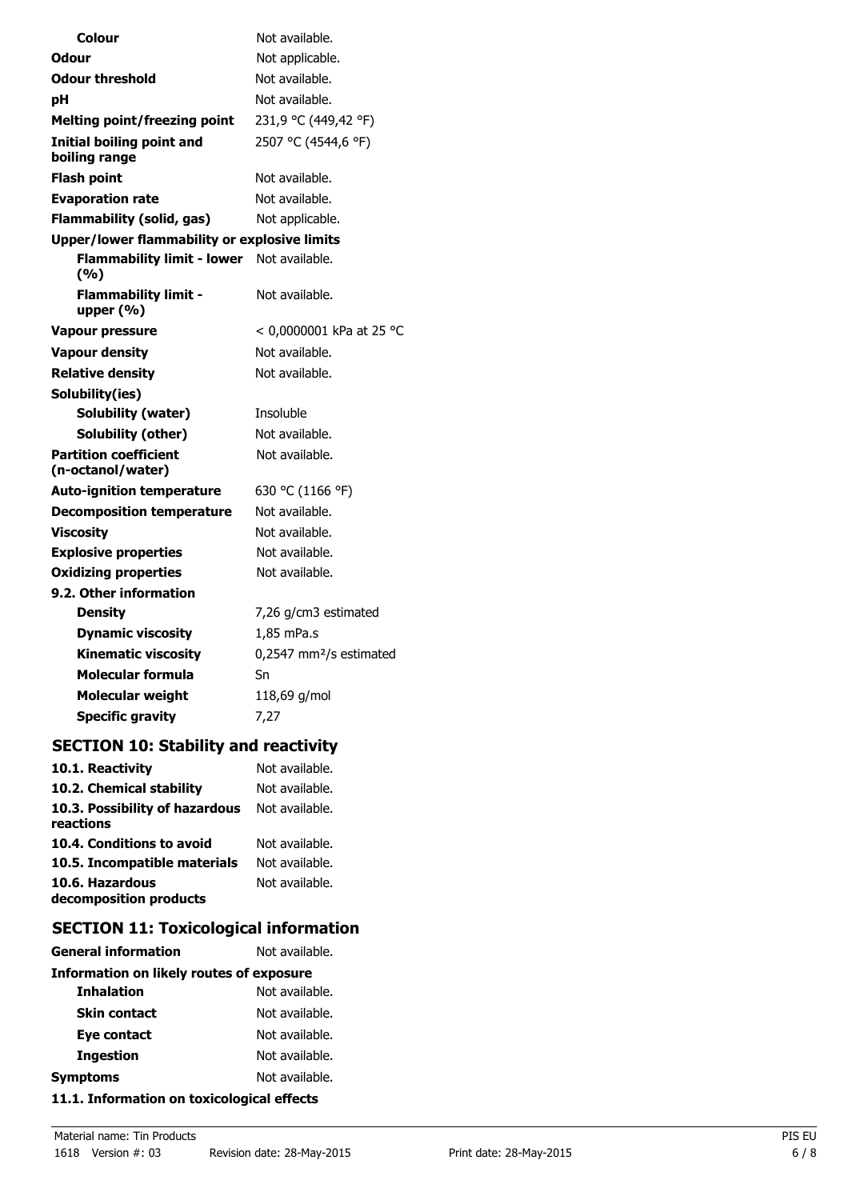| | |
|---|---|
| **Colour** | Not available. |
| **Odour** | Not applicable. |
| **Odour threshold** | Not available. |
| **pH** | Not available. |
| **Melting point/freezing point** | 231,9 °C (449,42 °F) |
| **Initial boiling point and boiling range** | 2507 °C (4544,6 °F) |
| **Flash point** | Not available. |
| **Evaporation rate** | Not available. |
| **Flammability (solid, gas)** | Not applicable. |
| **Upper/lower flammability or explosive limits** | |
| **Flammability limit - lower (%)** | Not available. |
| **Flammability limit - upper (%)** | Not available. |
| **Vapour pressure** | < 0,0000001 kPa at 25 °C |
| **Vapour density** | Not available. |
| **Relative density** | Not available. |
| **Solubility(ies)** | |
| **Solubility (water)** | Insoluble |
| **Solubility (other)** | Not available. |
| **Partition coefficient (n-octanol/water)** | Not available. |
| **Auto-ignition temperature** | 630 °C (1166 °F) |
| **Decomposition temperature** | Not available. |
| **Viscosity** | Not available. |
| **Explosive properties** | Not available. |
| **Oxidizing properties** | Not available. |
| **9.2. Other information** | |
| **Density** | 7,26 g/cm3 estimated |
| **Dynamic viscosity** | 1,85 mPa.s |
| **Kinematic viscosity** | 0,2547 $mm^2/s$ estimated |
| **Molecular formula** | Sn |
| **Molecular weight** | 118,69 g/mol |
| **Specific gravity** | 7,27 |

## SECTION 10: Stability and reactivity

| | |
|---|---|
| **10.1. Reactivity** | Not available. |
| **10.2. Chemical stability** | Not available. |
| **10.3. Possibility of hazardous reactions** | Not available. |
| **10.4. Conditions to avoid** | Not available. |
| **10.5. Incompatible materials** | Not available. |
| **10.6. Hazardous decomposition products** | Not available. |

## SECTION 11: Toxicological information

| | |
|---|---|
| **General information** | Not available. |
| **Information on likely routes of exposure** | |
| **Inhalation** | Not available. |
| **Skin contact** | Not available. |
| **Eye contact** | Not available. |
| **Ingestion** | Not available. |
| **Symptoms** | Not available. |

**11.1. Information on toxicological effects**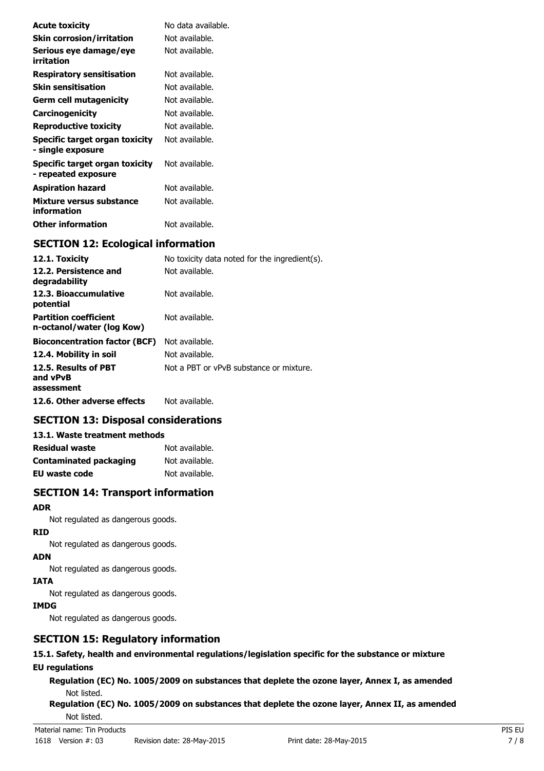| | |
|---|---|
| **Acute toxicity** | No data available. |
| **Skin corrosion/irritation** | Not available. |
| **Serious eye damage/eye irritation** | Not available. |
| **Respiratory sensitisation** | Not available. |
| **Skin sensitisation** | Not available. |
| **Germ cell mutagenicity** | Not available. |
| **Carcinogenicity** | Not available. |
| **Reproductive toxicity** | Not available. |
| **Specific target organ toxicity - single exposure** | Not available. |
| **Specific target organ toxicity - repeated exposure** | Not available. |
| **Aspiration hazard** | Not available. |
| **Mixture versus substance information** | Not available. |
| **Other information** | Not available. |

## SECTION 12: Ecological information

| | |
|---|---|
| **12.1. Toxicity** | No toxicity data noted for the ingredient(s). |
| **12.2. Persistence and degradability** | Not available. |
| **12.3. Bioaccumulative potential** | Not available. |
| **Partition coefficient n-octanol/water (log Kow)** | Not available. |
| **Bioconcentration factor (BCF)** | Not available. |
| **12.4. Mobility in soil** | Not available. |
| **12.5. Results of PBT and vPvB assessment** | Not a PBT or vPvB substance or mixture. |
| **12.6. Other adverse effects** | Not available. |

## SECTION 13: Disposal considerations

**13.1. Waste treatment methods**

| | |
|---|---|
| **Residual waste** | Not available. |
| **Contaminated packaging** | Not available. |
| **EU waste code** | Not available. |

## SECTION 14: Transport information

**ADR**

Not regulated as dangerous goods.

**RID**

Not regulated as dangerous goods.

**ADN**

Not regulated as dangerous goods.

**IATA**

Not regulated as dangerous goods.

**IMDG**

Not regulated as dangerous goods.

## SECTION 15: Regulatory information

**15.1. Safety, health and environmental regulations/legislation specific for the substance or mixture**

**EU regulations**

**Regulation (EC) No. 1005/2009 on substances that deplete the ozone layer, Annex I, as amended**

Not listed.

**Regulation (EC) No. 1005/2009 on substances that deplete the ozone layer, Annex II, as amended**

Not listed.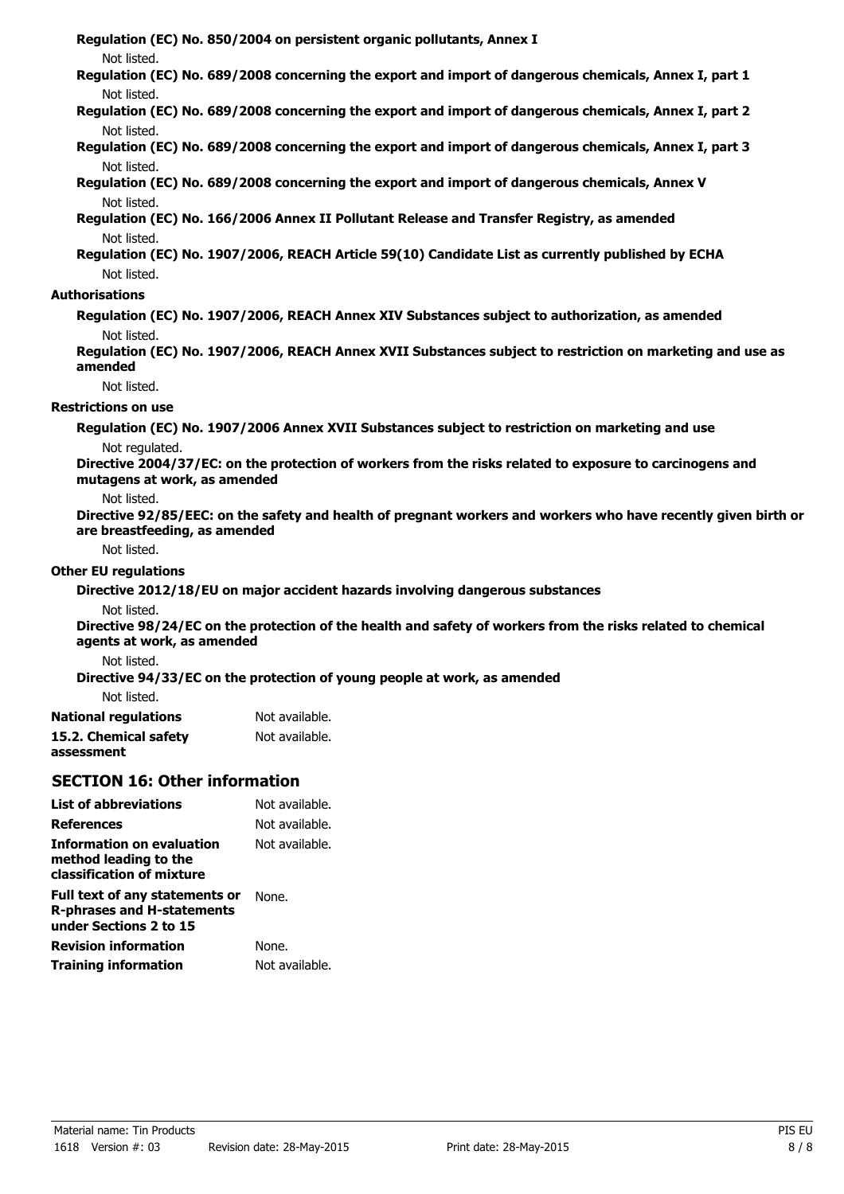**Regulation (EC) No. 850/2004 on persistent organic pollutants, Annex I**

Not listed.

**Regulation (EC) No. 689/2008 concerning the export and import of dangerous chemicals, Annex I, part 1**

Not listed.

**Regulation (EC) No. 689/2008 concerning the export and import of dangerous chemicals, Annex I, part 2**

Not listed.

**Regulation (EC) No. 689/2008 concerning the export and import of dangerous chemicals, Annex I, part 3**

Not listed.

**Regulation (EC) No. 689/2008 concerning the export and import of dangerous chemicals, Annex V**

Not listed.

**Regulation (EC) No. 166/2006 Annex II Pollutant Release and Transfer Registry, as amended**

Not listed.

**Regulation (EC) No. 1907/2006, REACH Article 59(10) Candidate List as currently published by ECHA**

Not listed.

**Authorisations**

**Regulation (EC) No. 1907/2006, REACH Annex XIV Substances subject to authorization, as amended**

Not listed.

**Regulation (EC) No. 1907/2006, REACH Annex XVII Substances subject to restriction on marketing and use as amended**

Not listed.

**Restrictions on use**

**Regulation (EC) No. 1907/2006 Annex XVII Substances subject to restriction on marketing and use**

Not regulated.

**Directive 2004/37/EC: on the protection of workers from the risks related to exposure to carcinogens and mutagens at work, as amended**

Not listed.

**Directive 92/85/EEC: on the safety and health of pregnant workers and workers who have recently given birth or are breastfeeding, as amended**

Not listed.

**Other EU regulations**

**Directive 2012/18/EU on major accident hazards involving dangerous substances**

Not listed.

**Directive 98/24/EC on the protection of the health and safety of workers from the risks related to chemical agents at work, as amended**

Not listed.

**Directive 94/33/EC on the protection of young people at work, as amended**

Not listed.

| | |
|---|---|
| **National regulations** | Not available. |
| **15.2. Chemical safety assessment** | Not available. |

## SECTION 16: Other information

| | |
|---|---|
| **List of abbreviations** | Not available. |
| **References** | Not available. |
| **Information on evaluation method leading to the classification of mixture** | Not available. |
| **Full text of any statements or R-phrases and H-statements under Sections 2 to 15** | None. |
| **Revision information** | None. |
| **Training information** | Not available. |